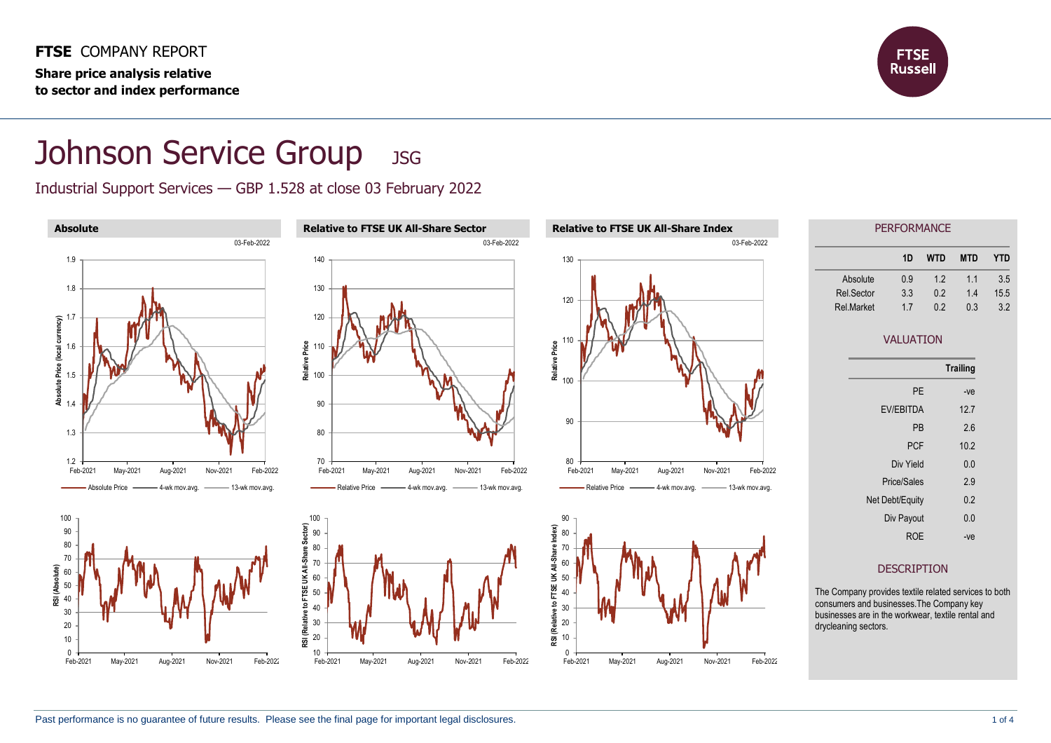**FTSE** COMPANY REPORT

**Share price analysis relative to sector and index performance**

# Johnson Service Group JSG

Industrial Support Services — GBP 1.528 at close 03 February 2022

**Absolute**

03-Feb-2022

Absolute Price — 4-wk mov.avg. — 13-wk mov.avg.

**Relative to FTSE UK All-Share Sector**

03-Feb-2022

Relative Price — 4-wk mov.avg. — 13-wk mov.avg.

**Relative to FTSE UK All-Share Index**

03-Feb-2022

Relative Price — 4-wk mov.avg. — 13-wk mov.avg.

## PERFORMANCE

| | 1D | WTD | MTD | YTD |
|---|---|---|---|---|
| Absolute | 0.9 | 1.2 | 1.1 | 3.5 |
| Rel.Sector | 3.3 | 0.2 | 1.4 | 15.5 |
| Rel.Market | 1.7 | 0.2 | 0.3 | 3.2 |

## VALUATION

| | Trailing |
|---|---|
| PE | -ve |
| EV/EBITDA | 12.7 |
| PB | 2.6 |
| PCF | 10.2 |
| Div Yield | 0.0 |
| Price/Sales | 2.9 |
| Net Debt/Equity | 0.2 |
| Div Payout | 0.0 |
| ROE | -ve |

## DESCRIPTION

The Company provides textile related services to both consumers and businesses.The Company key businesses are in the workwear, textile rental and drycleaning sectors.

Past performance is no guarantee of future results. Please see the final page for important legal disclosures.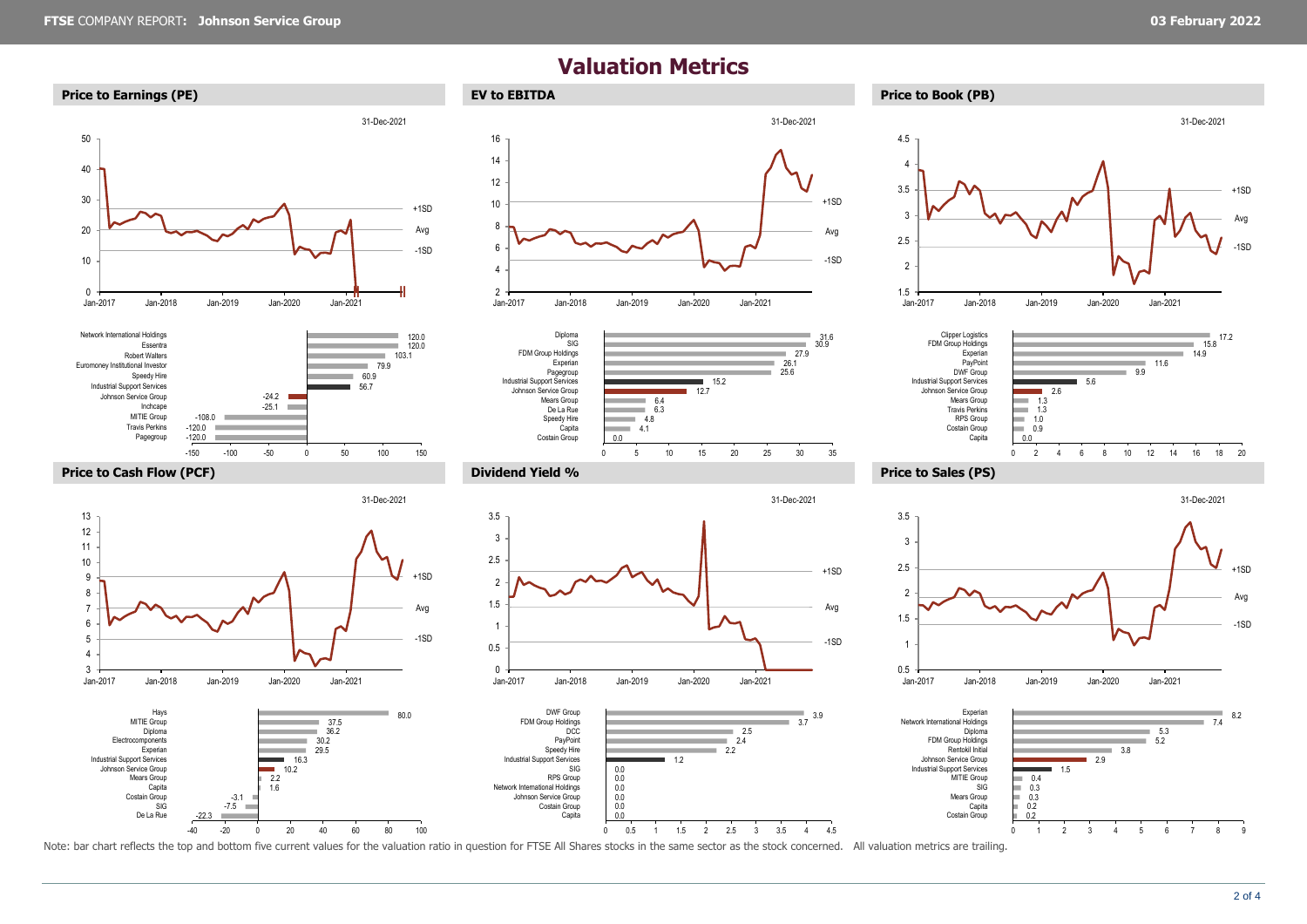# Valuation Metrics

## Price to Earnings (PE)

31-Dec-2021

| Company | PE |
|---|---|
| Network International Holdings | 120.0 |
| Essentra | 120.0 |
| Robert Walters | 103.1 |
| Euromoney Institutional Investor | 79.9 |
| Speedy Hire | 60.9 |
| Industrial Support Services | 56.7 |
| Johnson Service Group | -24.2 |
| Inchcape | -25.1 |
| MITIE Group | -108.0 |
| Travis Perkins | -120.0 |
| Pagegroup | -120.0 |

## EV to EBITDA

31-Dec-2021

| Company | EV to EBITDA |
|---|---|
| Diploma | 31.6 |
| SIG | 30.9 |
| FDM Group Holdings | 27.9 |
| Experian | 26.1 |
| Pagegroup | 25.6 |
| Industrial Support Services | 15.2 |
| Johnson Service Group | 12.7 |
| Mears Group | 6.4 |
| De La Rue | 6.3 |
| Speedy Hire | 4.8 |
| Capita | 4.1 |
| Costain Group | 0.0 |

## Price to Book (PB)

31-Dec-2021

| Company | PB |
|---|---|
| Clipper Logistics | 17.2 |
| FDM Group Holdings | 15.8 |
| Experian | 14.9 |
| PayPoint | 11.6 |
| DWF Group | 9.9 |
| Industrial Support Services | 5.6 |
| Johnson Service Group | 2.6 |
| Mears Group | 1.3 |
| Travis Perkins | 1.3 |
| RPS Group | 1.0 |
| Costain Group | 0.9 |
| Capita | 0.0 |

## Price to Cash Flow (PCF)

31-Dec-2021

| Company | PCF |
|---|---|
| Hays | 80.0 |
| MITIE Group | 37.5 |
| Diploma | 36.2 |
| Electrocomponents | 30.2 |
| Experian | 29.5 |
| Industrial Support Services | 16.3 |
| Johnson Service Group | 10.2 |
| Mears Group | 2.2 |
| Capita | 1.6 |
| Costain Group | -3.1 |
| SIG | -7.5 |
| De La Rue | -22.3 |

## Dividend Yield %

31-Dec-2021

| Company | Dividend Yield % |
|---|---|
| DWF Group | 3.9 |
| FDM Group Holdings | 3.7 |
| DCC | 2.5 |
| PayPoint | 2.4 |
| Speedy Hire | 2.2 |
| Industrial Support Services | 1.2 |
| SIG | 0.0 |
| RPS Group | 0.0 |
| Network International Holdings | 0.0 |
| Johnson Service Group | 0.0 |
| Costain Group | 0.0 |
| Capita | 0.0 |

## Price to Sales (PS)

31-Dec-2021

| Company | PS |
|---|---|
| Experian | 8.2 |
| Network International Holdings | 7.4 |
| Diploma | 5.3 |
| FDM Group Holdings | 5.2 |
| Rentokil Initial | 3.8 |
| Johnson Service Group | 2.9 |
| Industrial Support Services | 1.5 |
| MITIE Group | 0.4 |
| SIG | 0.3 |
| Mears Group | 0.3 |
| Capita | 0.2 |
| Costain Group | 0.2 |

Note: bar chart reflects the top and bottom five current values for the valuation ratio in question for FTSE All Shares stocks in the same sector as the stock concerned. All valuation metrics are trailing.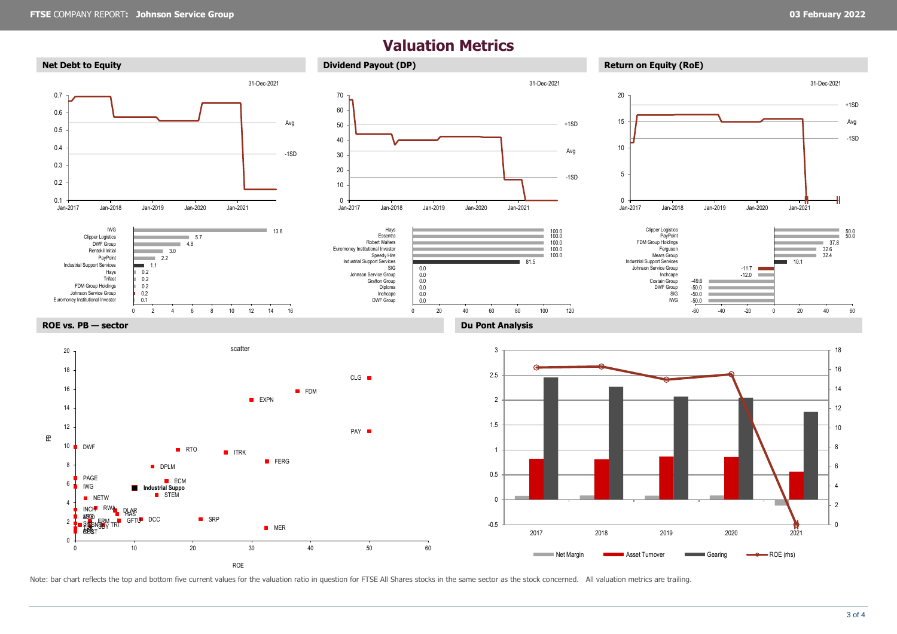# Valuation Metrics

## Net Debt to Equity

31-Dec-2021

| Company | Value |
|---|---|
| IWG | 13.6 |
| Clipper Logistics | 5.7 |
| DWF Group | 4.8 |
| Rentokil Initial | 3.0 |
| PayPoint | 2.2 |
| Industrial Support Services | 1.1 |
| Hays | 0.2 |
| Trifast | 0.2 |
| FDM Group Holdings | 0.2 |
| Johnson Service Group | 0.2 |
| Euromoney Institutional Investor | 0.1 |

## Dividend Payout (DP)

31-Dec-2021

| Company | Value |
|---|---|
| Hays | 100.0 |
| Essentra | 100.0 |
| Robert Walters | 100.0 |
| Euromoney Institutional Investor | 100.0 |
| Speedy Hire | 100.0 |
| Industrial Support Services | 81.5 |
| SIG | 0.0 |
| Johnson Service Group | 0.0 |
| Grafton Group | 0.0 |
| Diploma | 0.0 |
| Inchcape | 0.0 |
| DWF Group | 0.0 |

## Return on Equity (RoE)

31-Dec-2021

| Company | Value |
|---|---|
| Clipper Logistics | 50.0 |
| PayPoint | 50.0 |
| FDM Group Holdings | 37.8 |
| Ferguson | 32.6 |
| Mears Group | 32.4 |
| Industrial Support Services | 10.1 |
| Johnson Service Group | -11.7 |
| Inchcape | -12.0 |
| Costain Group | -49.6 |
| DWF Group | -50.0 |
| SIG | -50.0 |
| IWG | -50.0 |

## ROE vs. PB — sector

## Du Pont Analysis

Note: bar chart reflects the top and bottom five current values for the valuation ratio in question for FTSE All Shares stocks in the same sector as the stock concerned. All valuation metrics are trailing.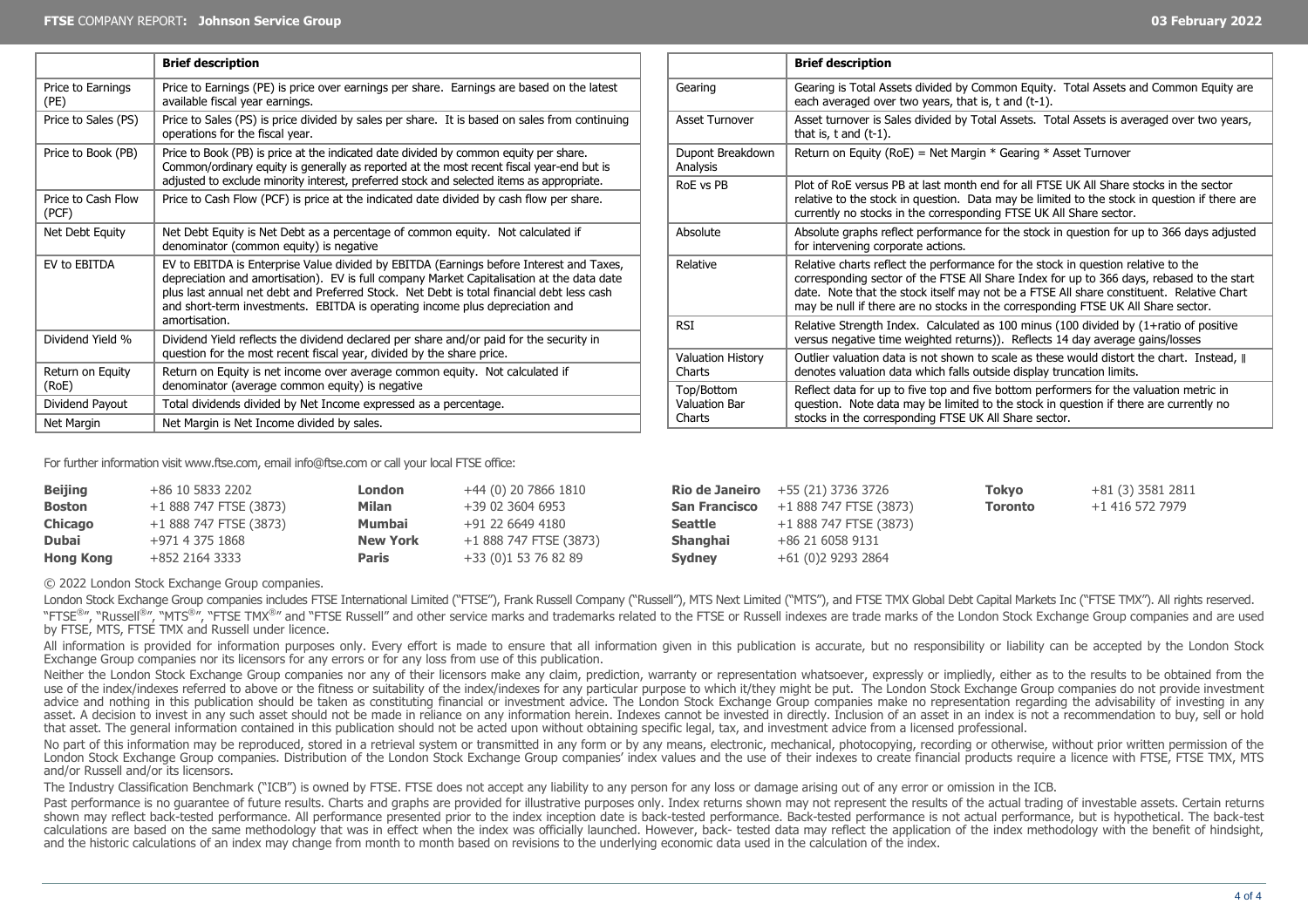| | Brief description |
|---|---|
| Price to Earnings (PE) | Price to Earnings (PE) is price over earnings per share. Earnings are based on the latest available fiscal year earnings. |
| Price to Sales (PS) | Price to Sales (PS) is price divided by sales per share. It is based on sales from continuing operations for the fiscal year. |
| Price to Book (PB) | Price to Book (PB) is price at the indicated date divided by common equity per share. Common/ordinary equity is generally as reported at the most recent fiscal year-end but is adjusted to exclude minority interest, preferred stock and selected items as appropriate. |
| Price to Cash Flow (PCF) | Price to Cash Flow (PCF) is price at the indicated date divided by cash flow per share. |
| Net Debt Equity | Net Debt Equity is Net Debt as a percentage of common equity. Not calculated if denominator (common equity) is negative |
| EV to EBITDA | EV to EBITDA is Enterprise Value divided by EBITDA (Earnings before Interest and Taxes, depreciation and amortisation). EV is full company Market Capitalisation at the data date plus last annual net debt and Preferred Stock. Net Debt is total financial debt less cash and short-term investments. EBITDA is operating income plus depreciation and amortisation. |
| Dividend Yield % | Dividend Yield reflects the dividend declared per share and/or paid for the security in question for the most recent fiscal year, divided by the share price. |
| Return on Equity (RoE) | Return on Equity is net income over average common equity. Not calculated if denominator (average common equity) is negative |
| Dividend Payout | Total dividends divided by Net Income expressed as a percentage. |
| Net Margin | Net Margin is Net Income divided by sales. |

| | Brief description |
|---|---|
| Gearing | Gearing is Total Assets divided by Common Equity. Total Assets and Common Equity are each averaged over two years, that is, t and (t-1). |
| Asset Turnover | Asset turnover is Sales divided by Total Assets. Total Assets is averaged over two years, that is, t and (t-1). |
| Dupont Breakdown Analysis | Return on Equity (RoE) = Net Margin * Gearing * Asset Turnover |
| RoE vs PB | Plot of RoE versus PB at last month end for all FTSE UK All Share stocks in the sector relative to the stock in question. Data may be limited to the stock in question if there are currently no stocks in the corresponding FTSE UK All Share sector. |
| Absolute | Absolute graphs reflect performance for the stock in question for up to 366 days adjusted for intervening corporate actions. |
| Relative | Relative charts reflect the performance for the stock in question relative to the corresponding sector of the FTSE All Share Index for up to 366 days, rebased to the start date. Note that the stock itself may not be a FTSE All share constituent. Relative Chart may be null if there are no stocks in the corresponding FTSE UK All Share sector. |
| RSI | Relative Strength Index. Calculated as 100 minus (100 divided by (1+ratio of positive versus negative time weighted returns)). Reflects 14 day average gains/losses |
| Valuation History Charts | Outlier valuation data is not shown to scale as these would distort the chart. Instead, ǁ denotes valuation data which falls outside display truncation limits. |
| Top/Bottom Valuation Bar Charts | Reflect data for up to five top and five bottom performers for the valuation metric in question. Note data may be limited to the stock in question if there are currently no stocks in the corresponding FTSE UK All Share sector. |

For further information visit www.ftse.com, email info@ftse.com or call your local FTSE office:

| | | | | | | | |
|---|---|---|---|---|---|---|---|
| **Beijing** | +86 10 5833 2202 | **London** | +44 (0) 20 7866 1810 | **Rio de Janeiro** | +55 (21) 3736 3726 | **Tokyo** | +81 (3) 3581 2811 |
| **Boston** | +1 888 747 FTSE (3873) | **Milan** | +39 02 3604 6953 | **San Francisco** | +1 888 747 FTSE (3873) | **Toronto** | +1 416 572 7979 |
| **Chicago** | +1 888 747 FTSE (3873) | **Mumbai** | +91 22 6649 4180 | **Seattle** | +1 888 747 FTSE (3873) | | |
| **Dubai** | +971 4 375 1868 | **New York** | +1 888 747 FTSE (3873) | **Shanghai** | +86 21 6058 9131 | | |
| **Hong Kong** | +852 2164 3333 | **Paris** | +33 (0)1 53 76 82 89 | **Sydney** | +61 (0)2 9293 2864 | | |

© 2022 London Stock Exchange Group companies.

London Stock Exchange Group companies includes FTSE International Limited ("FTSE"), Frank Russell Company ("Russell"), MTS Next Limited ("MTS"), and FTSE TMX Global Debt Capital Markets Inc ("FTSE TMX"). All rights reserved. "FTSE®", "Russell®", "MTS®", "FTSE TMX®" and "FTSE Russell" and other service marks and trademarks related to the FTSE or Russell indexes are trade marks of the London Stock Exchange Group companies and are used by FTSE, MTS, FTSE TMX and Russell under licence.

All information is provided for information purposes only. Every effort is made to ensure that all information given in this publication is accurate, but no responsibility or liability can be accepted by the London Stock Exchange Group companies nor its licensors for any errors or for any loss from use of this publication.

Neither the London Stock Exchange Group companies nor any of their licensors make any claim, prediction, warranty or representation whatsoever, expressly or impliedly, either as to the results to be obtained from the use of the index/indexes referred to above or the fitness or suitability of the index/indexes for any particular purpose to which it/they might be put. The London Stock Exchange Group companies do not provide investment advice and nothing in this publication should be taken as constituting financial or investment advice. The London Stock Exchange Group companies make no representation regarding the advisability of investing in any asset. A decision to invest in any such asset should not be made in reliance on any information herein. Indexes cannot be invested in directly. Inclusion of an asset in an index is not a recommendation to buy, sell or hold that asset. The general information contained in this publication should not be acted upon without obtaining specific legal, tax, and investment advice from a licensed professional.

No part of this information may be reproduced, stored in a retrieval system or transmitted in any form or by any means, electronic, mechanical, photocopying, recording or otherwise, without prior written permission of the London Stock Exchange Group companies. Distribution of the London Stock Exchange Group companies' index values and the use of their indexes to create financial products require a licence with FTSE, FTSE TMX, MTS and/or Russell and/or its licensors.

The Industry Classification Benchmark ("ICB") is owned by FTSE. FTSE does not accept any liability to any person for any loss or damage arising out of any error or omission in the ICB.

Past performance is no guarantee of future results. Charts and graphs are provided for illustrative purposes only. Index returns shown may not represent the results of the actual trading of investable assets. Certain returns shown may reflect back-tested performance. All performance presented prior to the index inception date is back-tested performance. Back-tested performance is not actual performance, but is hypothetical. The back-test calculations are based on the same methodology that was in effect when the index was officially launched. However, back- tested data may reflect the application of the index methodology with the benefit of hindsight, and the historic calculations of an index may change from month to month based on revisions to the underlying economic data used in the calculation of the index.